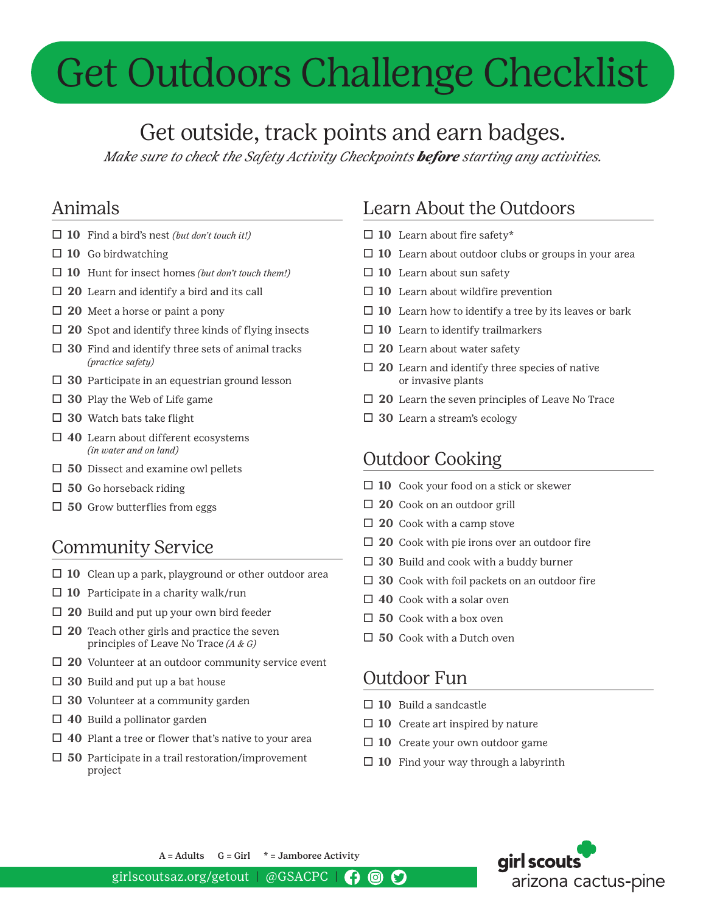# Get Outdoors Challenge Checklist

## Get outside, track points and earn badges.

*Make sure to check the Safety Activity Checkpoints **before** starting any activities.*

## Animals

- ☐ **10** Find a bird's nest *(but don't touch it!)*
- ☐ **10** Go birdwatching
- ☐ **10** Hunt for insect homes *(but don't touch them!)*
- ☐ **20** Learn and identify a bird and its call
- ☐ **20** Meet a horse or paint a pony
- ☐ **20** Spot and identify three kinds of flying insects
- ☐ **30** Find and identify three sets of animal tracks *(practice safety)*
- ☐ **30** Participate in an equestrian ground lesson
- ☐ **30** Play the Web of Life game
- ☐ **30** Watch bats take flight
- ☐ **40** Learn about different ecosystems *(in water and on land)*
- ☐ **50** Dissect and examine owl pellets
- ☐ **50** Go horseback riding
- ☐ **50** Grow butterflies from eggs

## Community Service

- ☐ **10** Clean up a park, playground or other outdoor area
- ☐ **10** Participate in a charity walk/run
- ☐ **20** Build and put up your own bird feeder
- ☐ **20** Teach other girls and practice the seven principles of Leave No Trace *(A & G)*
- ☐ **20** Volunteer at an outdoor community service event
- ☐ **30** Build and put up a bat house
- ☐ **30** Volunteer at a community garden
- ☐ **40** Build a pollinator garden
- ☐ **40** Plant a tree or flower that's native to your area
- ☐ **50** Participate in a trail restoration/improvement project

## Learn About the Outdoors

- ☐ **10** Learn about fire safety*
- ☐ **10** Learn about outdoor clubs or groups in your area
- ☐ **10** Learn about sun safety
- ☐ **10** Learn about wildfire prevention
- ☐ **10** Learn how to identify a tree by its leaves or bark
- ☐ **10** Learn to identify trailmarkers
- ☐ **20** Learn about water safety
- ☐ **20** Learn and identify three species of native or invasive plants
- ☐ **20** Learn the seven principles of Leave No Trace
- ☐ **30** Learn a stream's ecology

## Outdoor Cooking

- ☐ **10** Cook your food on a stick or skewer
- ☐ **20** Cook on an outdoor grill
- ☐ **20** Cook with a camp stove
- ☐ **20** Cook with pie irons over an outdoor fire
- ☐ **30** Build and cook with a buddy burner
- ☐ **30** Cook with foil packets on an outdoor fire
- ☐ **40** Cook with a solar oven
- ☐ **50** Cook with a box oven
- ☐ **50** Cook with a Dutch oven

## Outdoor Fun

- ☐ **10** Build a sandcastle
- ☐ **10** Create art inspired by nature
- ☐ **10** Create your own outdoor game
- ☐ **10** Find your way through a labyrinth

**A** = Adults **G** = Girl **\*** = Jamboree Activity

girlscoutsaz.org/getout | @GSACPC

girl scouts arizona cactus-pine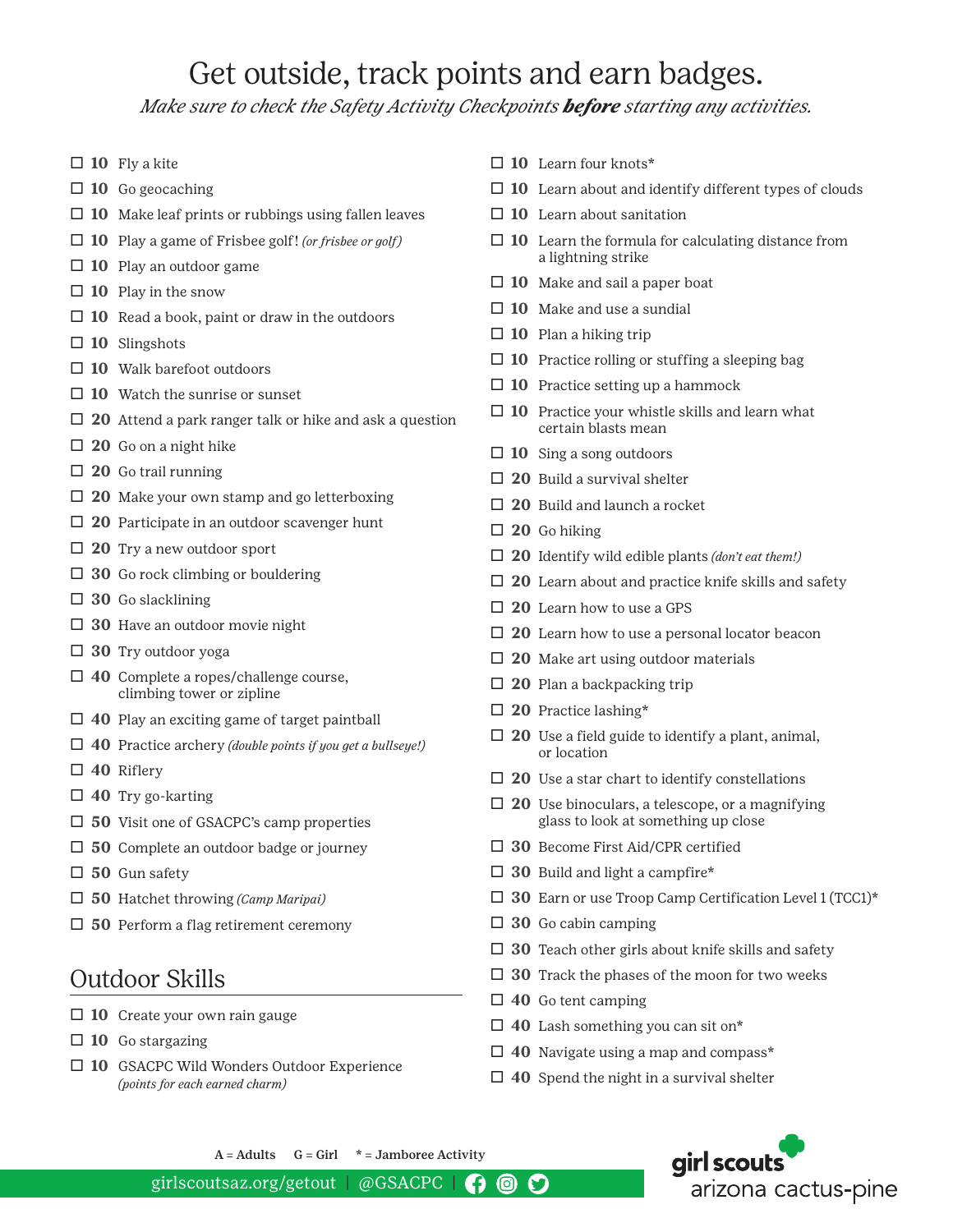// Get outside, track points and earn badges.

# Get outside, track points and earn badges.

*Make sure to check the Safety Activity Checkpoints **before** starting any activities.*

- ☐ **10** Fly a kite
- ☐ **10** Go geocaching
- ☐ **10** Make leaf prints or rubbings using fallen leaves
- ☐ **10** Play a game of Frisbee golf! *(or frisbee or golf)*
- ☐ **10** Play an outdoor game
- ☐ **10** Play in the snow
- ☐ **10** Read a book, paint or draw in the outdoors
- ☐ **10** Slingshots
- ☐ **10** Walk barefoot outdoors
- ☐ **10** Watch the sunrise or sunset
- ☐ **20** Attend a park ranger talk or hike and ask a question
- ☐ **20** Go on a night hike
- ☐ **20** Go trail running
- ☐ **20** Make your own stamp and go letterboxing
- ☐ **20** Participate in an outdoor scavenger hunt
- ☐ **20** Try a new outdoor sport
- ☐ **30** Go rock climbing or bouldering
- ☐ **30** Go slacklining
- ☐ **30** Have an outdoor movie night
- ☐ **30** Try outdoor yoga
- ☐ **40** Complete a ropes/challenge course, climbing tower or zipline
- ☐ **40** Play an exciting game of target paintball
- ☐ **40** Practice archery *(double points if you get a bullseye!)*
- ☐ **40** Riflery
- ☐ **40** Try go-karting
- ☐ **50** Visit one of GSACPC's camp properties
- ☐ **50** Complete an outdoor badge or journey
- ☐ **50** Gun safety
- ☐ **50** Hatchet throwing *(Camp Maripai)*
- ☐ **50** Perform a flag retirement ceremony

## Outdoor Skills

- ☐ **10** Create your own rain gauge
- ☐ **10** Go stargazing
- ☐ **10** GSACPC Wild Wonders Outdoor Experience *(points for each earned charm)*
- ☐ **10** Learn four knots*
- ☐ **10** Learn about and identify different types of clouds
- ☐ **10** Learn about sanitation
- ☐ **10** Learn the formula for calculating distance from a lightning strike
- ☐ **10** Make and sail a paper boat
- ☐ **10** Make and use a sundial
- ☐ **10** Plan a hiking trip
- ☐ **10** Practice rolling or stuffing a sleeping bag
- ☐ **10** Practice setting up a hammock
- ☐ **10** Practice your whistle skills and learn what certain blasts mean
- ☐ **10** Sing a song outdoors
- ☐ **20** Build a survival shelter
- ☐ **20** Build and launch a rocket
- ☐ **20** Go hiking
- ☐ **20** Identify wild edible plants *(don't eat them!)*
- ☐ **20** Learn about and practice knife skills and safety
- ☐ **20** Learn how to use a GPS
- ☐ **20** Learn how to use a personal locator beacon
- ☐ **20** Make art using outdoor materials
- ☐ **20** Plan a backpacking trip
- ☐ **20** Practice lashing*
- ☐ **20** Use a field guide to identify a plant, animal, or location
- ☐ **20** Use a star chart to identify constellations
- ☐ **20** Use binoculars, a telescope, or a magnifying glass to look at something up close
- ☐ **30** Become First Aid/CPR certified
- ☐ **30** Build and light a campfire*
- ☐ **30** Earn or use Troop Camp Certification Level 1 (TCC1)*
- ☐ **30** Go cabin camping
- ☐ **30** Teach other girls about knife skills and safety
- ☐ **30** Track the phases of the moon for two weeks
- ☐ **40** Go tent camping
- ☐ **40** Lash something you can sit on*
- ☐ **40** Navigate using a map and compass*
- ☐ **40** Spend the night in a survival shelter

A = Adults  G = Girl  * = Jamboree Activity

girlscoutsaz.org/getout | @GSACPC

girl scouts arizona cactus-pine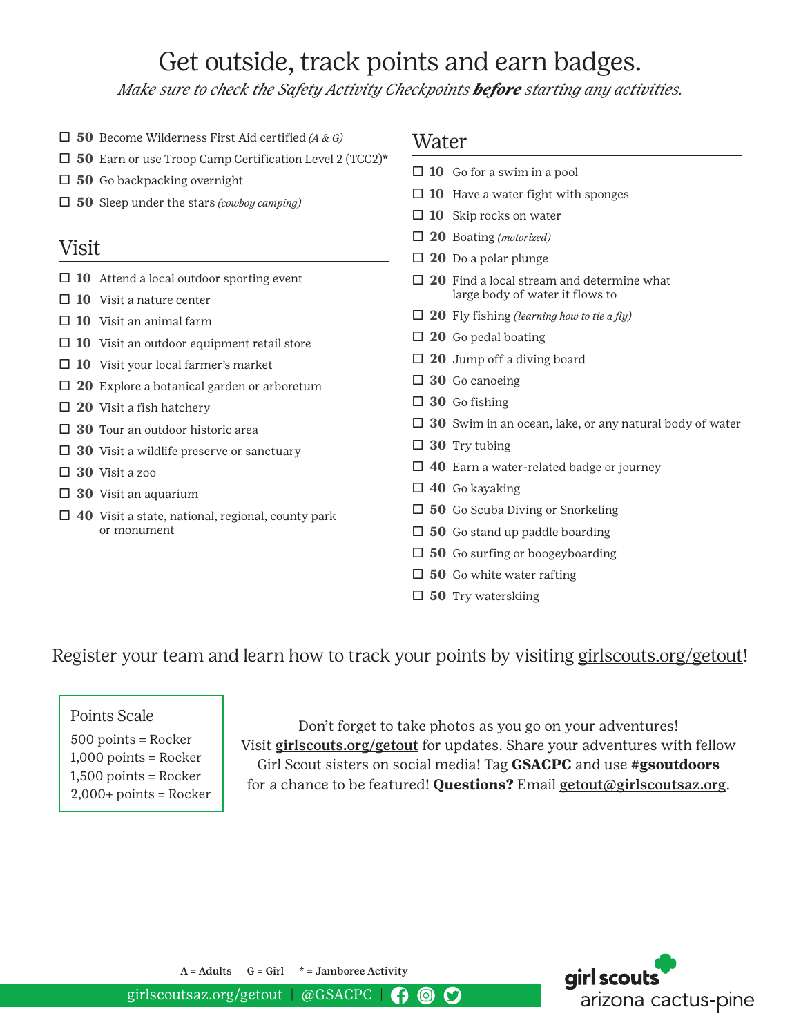# Get outside, track points and earn badges.

*Make sure to check the Safety Activity Checkpoints **before** starting any activities.*

- ☐ **50** Become Wilderness First Aid certified *(A & G)*
- ☐ **50** Earn or use Troop Camp Certification Level 2 (TCC2)*
- ☐ **50** Go backpacking overnight
- ☐ **50** Sleep under the stars *(cowboy camping)*

## Visit

- ☐ **10** Attend a local outdoor sporting event
- ☐ **10** Visit a nature center
- ☐ **10** Visit an animal farm
- ☐ **10** Visit an outdoor equipment retail store
- ☐ **10** Visit your local farmer's market
- ☐ **20** Explore a botanical garden or arboretum
- ☐ **20** Visit a fish hatchery
- ☐ **30** Tour an outdoor historic area
- ☐ **30** Visit a wildlife preserve or sanctuary
- ☐ **30** Visit a zoo
- ☐ **30** Visit an aquarium
- ☐ **40** Visit a state, national, regional, county park or monument

## Water

- ☐ **10** Go for a swim in a pool
- ☐ **10** Have a water fight with sponges
- ☐ **10** Skip rocks on water
- ☐ **20** Boating *(motorized)*
- ☐ **20** Do a polar plunge
- ☐ **20** Find a local stream and determine what large body of water it flows to
- ☐ **20** Fly fishing *(learning how to tie a fly)*
- ☐ **20** Go pedal boating
- ☐ **20** Jump off a diving board
- ☐ **30** Go canoeing
- ☐ **30** Go fishing
- ☐ **30** Swim in an ocean, lake, or any natural body of water
- ☐ **30** Try tubing
- ☐ **40** Earn a water-related badge or journey
- ☐ **40** Go kayaking
- ☐ **50** Go Scuba Diving or Snorkeling
- ☐ **50** Go stand up paddle boarding
- ☐ **50** Go surfing or boogeyboarding
- ☐ **50** Go white water rafting
- ☐ **50** Try waterskiing

Register your team and learn how to track your points by visiting girlscouts.org/getout!

**Points Scale**

500 points = Rocker
1,000 points = Rocker
1,500 points = Rocker
2,000+ points = Rocker

Don't forget to take photos as you go on your adventures! Visit **girlscouts.org/getout** for updates. Share your adventures with fellow Girl Scout sisters on social media! Tag **GSACPC** and use #**gsoutdoors** for a chance to be featured! **Questions?** Email **getout@girlscoutsaz.org**.

A = Adults G = Girl * = Jamboree Activity

girlscoutsaz.org/getout | @GSACPC

girl scouts arizona cactus-pine